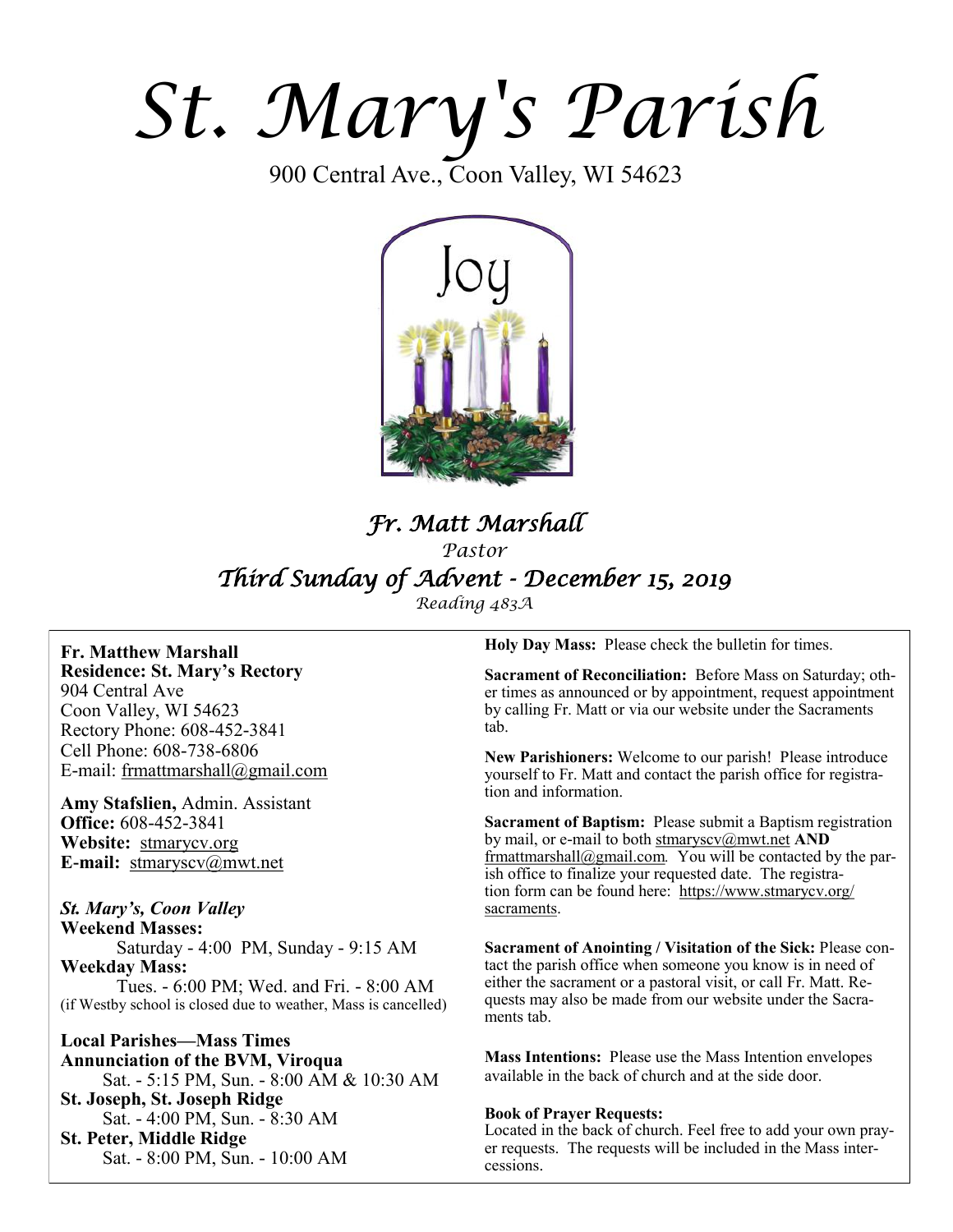# St. Mary's Parish

900 Central Ave., Coon Valley, WI 54623

## *Fr. Matt Marshall*

*Pastor*

## *Third Sunday of Advent - December 15, 2019*

*Reading 483A*

**Fr. Matthew Marshall**
**Residence: St. Mary's Rectory**
904 Central Ave
Coon Valley, WI 54623
Rectory Phone: 608-452-3841
Cell Phone: 608-738-6806
E-mail: frmattmarshall@gmail.com

**Amy Stafslien,** Admin. Assistant
**Office:** 608-452-3841
**Website:** stmarycv.org
**E-mail:** stmaryscv@mwt.net

***St. Mary's, Coon Valley***
**Weekend Masses:**
Saturday - 4:00 PM, Sunday - 9:15 AM
**Weekday Mass:**
Tues. - 6:00 PM; Wed. and Fri. - 8:00 AM
(if Westby school is closed due to weather, Mass is cancelled)

**Local Parishes—Mass Times**
**Annunciation of the BVM, Viroqua**
Sat. - 5:15 PM, Sun. - 8:00 AM & 10:30 AM
**St. Joseph, St. Joseph Ridge**
Sat. - 4:00 PM, Sun. - 8:30 AM
**St. Peter, Middle Ridge**
Sat. - 8:00 PM, Sun. - 10:00 AM

**Holy Day Mass:** Please check the bulletin for times.

**Sacrament of Reconciliation:** Before Mass on Saturday; other times as announced or by appointment, request appointment by calling Fr. Matt or via our website under the Sacraments tab.

**New Parishioners:** Welcome to our parish! Please introduce yourself to Fr. Matt and contact the parish office for registration and information.

**Sacrament of Baptism:** Please submit a Baptism registration by mail, or e-mail to both stmaryscv@mwt.net **AND** frmattmarshall@gmail.com. You will be contacted by the parish office to finalize your requested date. The registration form can be found here: https://www.stmarycv.org/sacraments.

**Sacrament of Anointing / Visitation of the Sick:** Please contact the parish office when someone you know is in need of either the sacrament or a pastoral visit, or call Fr. Matt. Requests may also be made from our website under the Sacraments tab.

**Mass Intentions:** Please use the Mass Intention envelopes available in the back of church and at the side door.

**Book of Prayer Requests:**
Located in the back of church. Feel free to add your own prayer requests. The requests will be included in the Mass intercessions.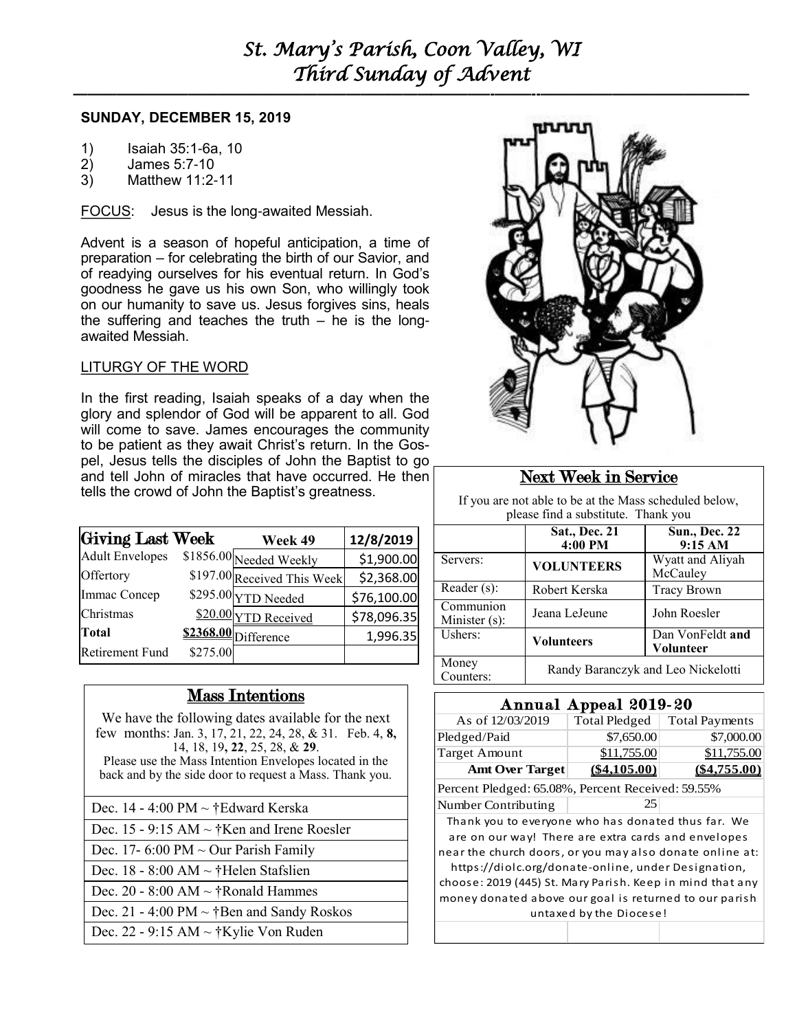# St. Mary's Parish, Coon Valley, WI
# Third Sunday of Advent

**SUNDAY, DECEMBER 15, 2019**

1) Isaiah 35:1-6a, 10
2) James 5:7-10
3) Matthew 11:2-11

FOCUS: Jesus is the long-awaited Messiah.

Advent is a season of hopeful anticipation, a time of preparation – for celebrating the birth of our Savior, and of readying ourselves for his eventual return. In God's goodness he gave us his own Son, who willingly took on our humanity to save us. Jesus forgives sins, heals the suffering and teaches the truth – he is the long-awaited Messiah.

LITURGY OF THE WORD

In the first reading, Isaiah speaks of a day when the glory and splendor of God will be apparent to all. God will come to save. James encourages the community to be patient as they await Christ's return. In the Gospel, Jesus tells the disciples of John the Baptist to go and tell John of miracles that have occurred. He then tells the crowd of John the Baptist's greatness.

| Giving Last Week | | Week 49 | 12/8/2019 |
|---|---|---|---|
| Adult Envelopes | $1856.00 | Needed Weekly | $1,900.00 |
| Offertory | $197.00 | Received This Week | $2,368.00 |
| Immac Concep | $295.00 | YTD Needed | $76,100.00 |
| Christmas | $20.00 | YTD Received | $78,096.35 |
| **Total** | **$2368.00** | Difference | 1,996.35 |
| Retirement Fund | $275.00 | | |

## Mass Intentions

We have the following dates available for the next few months: Jan. 3, 17, 21, 22, 24, 28, & 31. Feb. 4, **8,** 14, 18, 19**, 22**, 25, 28, & **29**.
Please use the Mass Intention Envelopes located in the back and by the side door to request a Mass. Thank you.

- Dec. 14 - 4:00 PM ~ †Edward Kerska
- Dec. 15 - 9:15 AM ~ †Ken and Irene Roesler
- Dec. 17- 6:00 PM ~ Our Parish Family
- Dec. 18 - 8:00 AM ~ †Helen Stafslien
- Dec. 20 - 8:00 AM ~ †Ronald Hammes
- Dec. 21 - 4:00 PM ~ †Ben and Sandy Roskos
- Dec. 22 - 9:15 AM ~ †Kylie Von Ruden

## Next Week in Service

If you are not able to be at the Mass scheduled below, please find a substitute. Thank you

| | Sat., Dec. 21 4:00 PM | Sun., Dec. 22 9:15 AM |
|---|---|---|
| Servers: | **VOLUNTEERS** | Wyatt and Aliyah McCauley |
| Reader (s): | Robert Kerska | Tracy Brown |
| Communion Minister (s): | Jeana LeJeune | John Roesler |
| Ushers: | **Volunteers** | Dan VonFeldt **and Volunteer** |
| Money Counters: | Randy Baranczyk and Leo Nickelotti | |

## Annual Appeal 2019-20

| As of 12/03/2019 | Total Pledged | Total Payments |
|---|---|---|
| Pledged/Paid | $7,650.00 | $7,000.00 |
| Target Amount | $11,755.00 | $11,755.00 |
| **Amt Over Target** | **($4,105.00)** | **($4,755.00)** |

Percent Pledged: 65.08%, Percent Received: 59.55%

Number Contributing: 25

Thank you to everyone who has donated thus far. We are on our way! There are extra cards and envelopes near the church doors, or you may also donate online at: https://diolc.org/donate-online, under Designation, choose: 2019 (445) St. Mary Parish. Keep in mind that any money donated above our goal is returned to our parish untaxed by the Diocese!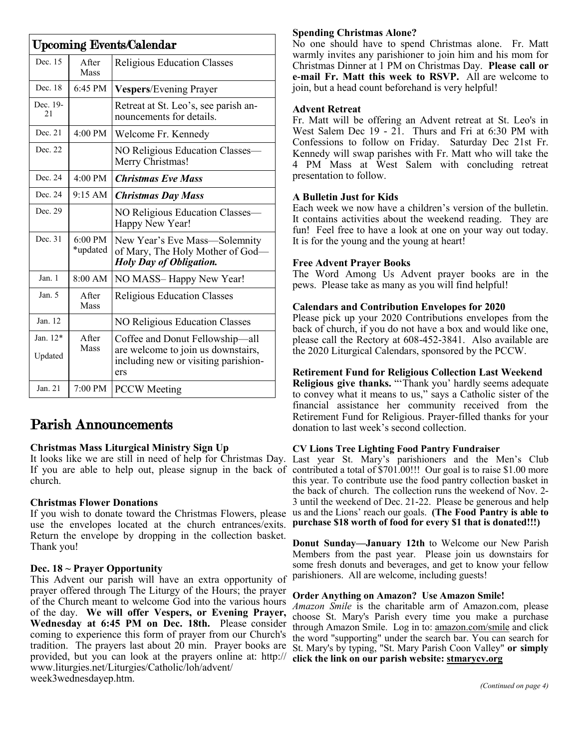## Upcoming Events/Calendar

| Date | Time | Event |
|---|---|---|
| Dec. 15 | After Mass | Religious Education Classes |
| Dec. 18 | 6:45 PM | **Vespers**/Evening Prayer |
| Dec. 19-21 | | Retreat at St. Leo's, see parish announcements for details. |
| Dec. 21 | 4:00 PM | Welcome Fr. Kennedy |
| Dec. 22 | | NO Religious Education Classes—Merry Christmas! |
| Dec. 24 | 4:00 PM | ***Christmas Eve Mass*** |
| Dec. 24 | 9:15 AM | ***Christmas Day Mass*** |
| Dec. 29 | | NO Religious Education Classes—Happy New Year! |
| Dec. 31 | 6:00 PM *updated | New Year's Eve Mass—Solemnity of Mary, The Holy Mother of God—***Holy Day of Obligation.*** |
| Jan. 1 | 8:00 AM | NO MASS– Happy New Year! |
| Jan. 5 | After Mass | Religious Education Classes |
| Jan. 12 | | NO Religious Education Classes |
| Jan. 12* Updated | After Mass | Coffee and Donut Fellowship—all are welcome to join us downstairs, including new or visiting parishioners |
| Jan. 21 | 7:00 PM | PCCW Meeting |

# Parish Announcements

**Christmas Mass Liturgical Ministry Sign Up**

It looks like we are still in need of help for Christmas Day. If you are able to help out, please signup in the back of church.

**Christmas Flower Donations**

If you wish to donate toward the Christmas Flowers, please use the envelopes located at the church entrances/exits. Return the envelope by dropping in the collection basket. Thank you!

**Dec. 18 ~ Prayer Opportunity**

This Advent our parish will have an extra opportunity of prayer offered through The Liturgy of the Hours; the prayer of the Church meant to welcome God into the various hours of the day. **We will offer Vespers, or Evening Prayer, Wednesday at 6:45 PM on Dec. 18th.** Please consider coming to experience this form of prayer from our Church's tradition. The prayers last about 20 min. Prayer books are provided, but you can look at the prayers online at: http://www.liturgies.net/Liturgies/Catholic/loh/advent/week3wednesdayep.htm.

**Spending Christmas Alone?**

No one should have to spend Christmas alone. Fr. Matt warmly invites any parishioner to join him and his mom for Christmas Dinner at 1 PM on Christmas Day. **Please call or e-mail Fr. Matt this week to RSVP.** All are welcome to join, but a head count beforehand is very helpful!

**Advent Retreat**

Fr. Matt will be offering an Advent retreat at St. Leo's in West Salem Dec 19 - 21. Thurs and Fri at 6:30 PM with Confessions to follow on Friday. Saturday Dec 21st Fr. Kennedy will swap parishes with Fr. Matt who will take the 4 PM Mass at West Salem with concluding retreat presentation to follow.

**A Bulletin Just for Kids**

Each week we now have a children's version of the bulletin. It contains activities about the weekend reading. They are fun! Feel free to have a look at one on your way out today. It is for the young and the young at heart!

**Free Advent Prayer Books**

The Word Among Us Advent prayer books are in the pews. Please take as many as you will find helpful!

**Calendars and Contribution Envelopes for 2020**

Please pick up your 2020 Contributions envelopes from the back of church, if you do not have a box and would like one, please call the Rectory at 608-452-3841. Also available are the 2020 Liturgical Calendars, sponsored by the PCCW.

**Retirement Fund for Religious Collection Last Weekend**

**Religious give thanks.** "'Thank you' hardly seems adequate to convey what it means to us," says a Catholic sister of the financial assistance her community received from the Retirement Fund for Religious. Prayer-filled thanks for your donation to last week's second collection.

**CV Lions Tree Lighting Food Pantry Fundraiser**

Last year St. Mary's parishioners and the Men's Club contributed a total of $701.00!!! Our goal is to raise $1.00 more this year. To contribute use the food pantry collection basket in the back of church. The collection runs the weekend of Nov. 2-3 until the weekend of Dec. 21-22. Please be generous and help us and the Lions' reach our goals. **(The Food Pantry is able to purchase $18 worth of food for every $1 that is donated!!!)**

**Donut Sunday—January 12th** to Welcome our New Parish Members from the past year. Please join us downstairs for some fresh donuts and beverages, and get to know your fellow parishioners. All are welcome, including guests!

**Order Anything on Amazon? Use Amazon Smile!**

*Amazon Smile* is the charitable arm of Amazon.com, please choose St. Mary's Parish every time you make a purchase through Amazon Smile. Log in to: amazon.com/smile and click the word "supporting" under the search bar. You can search for St. Mary's by typing, "St. Mary Parish Coon Valley" **or simply click the link on our parish website: stmarycv.org**

*(Continued on page 4)*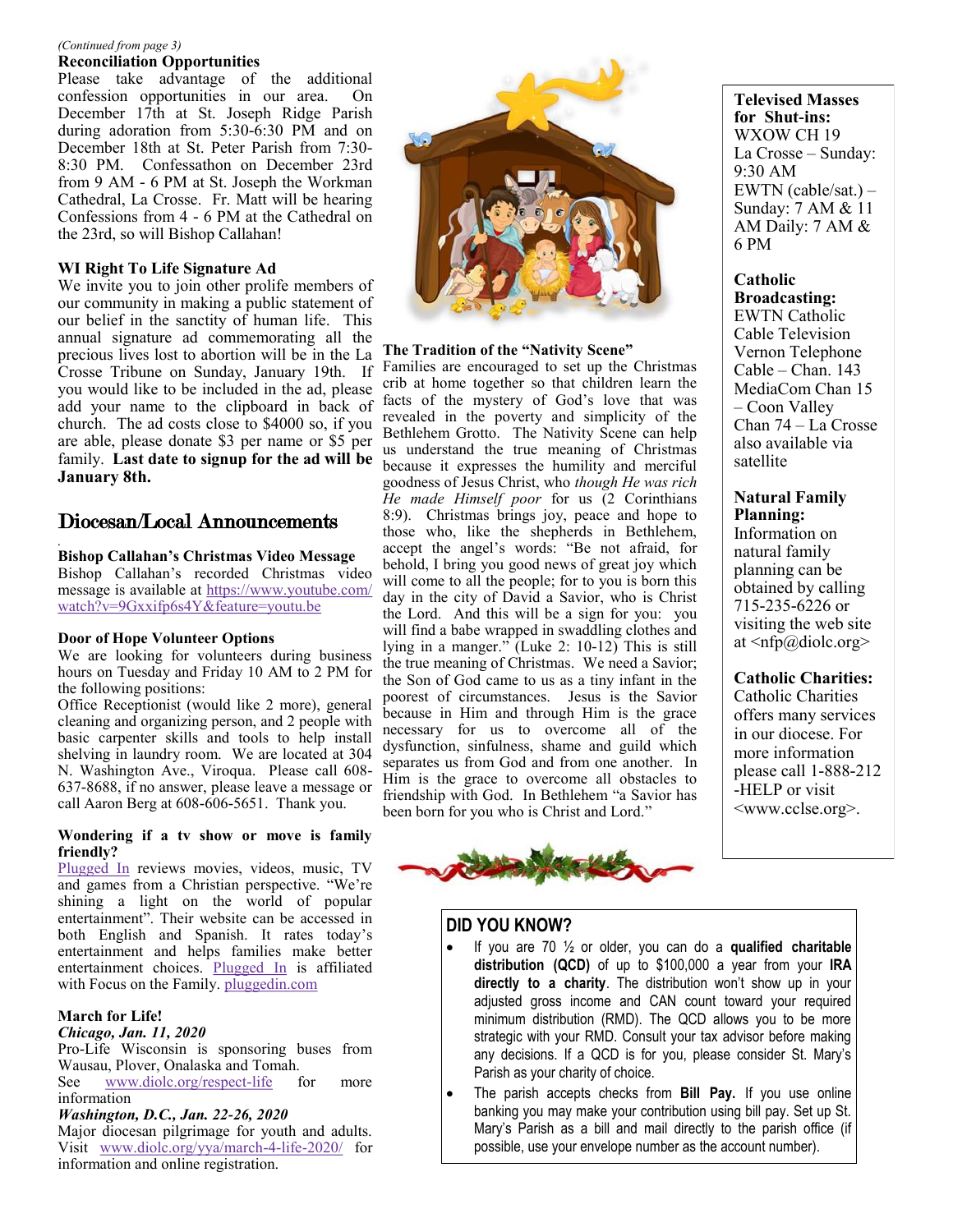*(Continued from page 3)*

**Reconciliation Opportunities**

Please take advantage of the additional confession opportunities in our area. On December 17th at St. Joseph Ridge Parish during adoration from 5:30-6:30 PM and on December 18th at St. Peter Parish from 7:30-8:30 PM. Confessathon on December 23rd from 9 AM - 6 PM at St. Joseph the Workman Cathedral, La Crosse. Fr. Matt will be hearing Confessions from 4 - 6 PM at the Cathedral on the 23rd, so will Bishop Callahan!

**WI Right To Life Signature Ad**

We invite you to join other prolife members of our community in making a public statement of our belief in the sanctity of human life. This annual signature ad commemorating all the precious lives lost to abortion will be in the La Crosse Tribune on Sunday, January 19th. If you would like to be included in the ad, please add your name to the clipboard in back of church. The ad costs close to $4000 so, if you are able, please donate $3 per name or $5 per family. **Last date to signup for the ad will be January 8th.**

## Diocesan/Local Announcements

**Bishop Callahan's Christmas Video Message**

Bishop Callahan's recorded Christmas video message is available at https://www.youtube.com/watch?v=9Gxxifp6s4Y&feature=youtu.be

**Door of Hope Volunteer Options**

We are looking for volunteers during business hours on Tuesday and Friday 10 AM to 2 PM for the following positions:

Office Receptionist (would like 2 more), general cleaning and organizing person, and 2 people with basic carpenter skills and tools to help install shelving in laundry room. We are located at 304 N. Washington Ave., Viroqua. Please call 608-637-8688, if no answer, please leave a message or call Aaron Berg at 608-606-5651. Thank you.

**Wondering if a tv show or move is family friendly?**

Plugged In reviews movies, videos, music, TV and games from a Christian perspective. "We're shining a light on the world of popular entertainment". Their website can be accessed in both English and Spanish. It rates today's entertainment and helps families make better entertainment choices. Plugged In is affiliated with Focus on the Family. pluggedin.com

**March for Life!**

***Chicago, Jan. 11, 2020***

Pro-Life Wisconsin is sponsoring buses from Wausau, Plover, Onalaska and Tomah.

See www.diolc.org/respect-life for more information

***Washington, D.C., Jan. 22-26, 2020***

Major diocesan pilgrimage for youth and adults. Visit www.diolc.org/yya/march-4-life-2020/ for information and online registration.

**The Tradition of the "Nativity Scene"**

Families are encouraged to set up the Christmas crib at home together so that children learn the facts of the mystery of God's love that was revealed in the poverty and simplicity of the Bethlehem Grotto. The Nativity Scene can help us understand the true meaning of Christmas because it expresses the humility and merciful goodness of Jesus Christ, who *though He was rich He made Himself poor* for us (2 Corinthians 8:9). Christmas brings joy, peace and hope to those who, like the shepherds in Bethlehem, accept the angel's words: "Be not afraid, for behold, I bring you good news of great joy which will come to all the people; for to you is born this day in the city of David a Savior, who is Christ the Lord. And this will be a sign for you: you will find a babe wrapped in swaddling clothes and lying in a manger." (Luke 2: 10-12) This is still the true meaning of Christmas. We need a Savior; the Son of God came to us as a tiny infant in the poorest of circumstances. Jesus is the Savior because in Him and through Him is the grace necessary for us to overcome all of the dysfunction, sinfulness, shame and guild which separates us from God and from one another. In Him is the grace to overcome all obstacles to friendship with God. In Bethlehem "a Savior has been born for you who is Christ and Lord."

**Televised Masses for Shut-ins:**
WXOW CH 19
La Crosse – Sunday: 9:30 AM
EWTN (cable/sat.) – Sunday: 7 AM & 11 AM Daily: 7 AM & 6 PM

**Catholic Broadcasting:**
EWTN Catholic Cable Television
Vernon Telephone Cable – Chan. 143
MediaCom Chan 15 – Coon Valley
Chan 74 – La Crosse also available via satellite

**Natural Family Planning:**
Information on natural family planning can be obtained by calling 715-235-6226 or visiting the web site at <nfp@diolc.org>

**Catholic Charities:**
Catholic Charities offers many services in our diocese. For more information please call 1-888-212-HELP or visit <www.cclse.org>.

**DID YOU KNOW?**

- If you are 70 ½ or older, you can do a **qualified charitable distribution (QCD)** of up to $100,000 a year from your **IRA directly to a charity**. The distribution won't show up in your adjusted gross income and CAN count toward your required minimum distribution (RMD). The QCD allows you to be more strategic with your RMD. Consult your tax advisor before making any decisions. If a QCD is for you, please consider St. Mary's Parish as your charity of choice.
- The parish accepts checks from **Bill Pay.** If you use online banking you may make your contribution using bill pay. Set up St. Mary's Parish as a bill and mail directly to the parish office (if possible, use your envelope number as the account number).